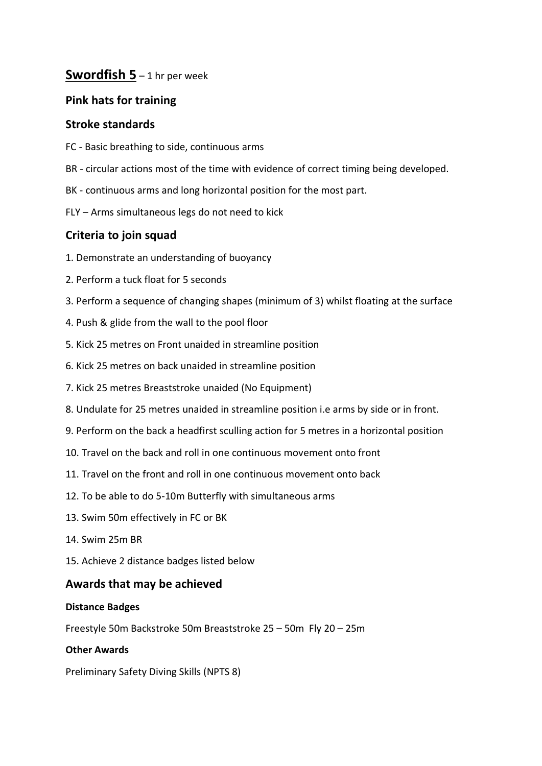# **Swordfish 5** – 1 hr per week

## Pink hats for training

## Stroke standards

FC - Basic breathing to side, continuous arms

BR - circular actions most of the time with evidence of correct timing being developed.

BK - continuous arms and long horizontal position for the most part.

FLY – Arms simultaneous legs do not need to kick

## Criteria to join squad

1. Demonstrate an understanding of buoyancy
2. Perform a tuck float for 5 seconds
3. Perform a sequence of changing shapes (minimum of 3) whilst floating at the surface
4. Push & glide from the wall to the pool floor
5. Kick 25 metres on Front unaided in streamline position
6. Kick 25 metres on back unaided in streamline position
7. Kick 25 metres Breaststroke unaided (No Equipment)
8. Undulate for 25 metres unaided in streamline position i.e arms by side or in front.
9. Perform on the back a headfirst sculling action for 5 metres in a horizontal position
10. Travel on the back and roll in one continuous movement onto front
11. Travel on the front and roll in one continuous movement onto back
12. To be able to do 5-10m Butterfly with simultaneous arms
13. Swim 50m effectively in FC or BK
14. Swim 25m BR
15. Achieve 2 distance badges listed below

## Awards that may be achieved

**Distance Badges**

Freestyle 50m Backstroke 50m Breaststroke 25 – 50m Fly 20 – 25m

**Other Awards**

Preliminary Safety Diving Skills (NPTS 8)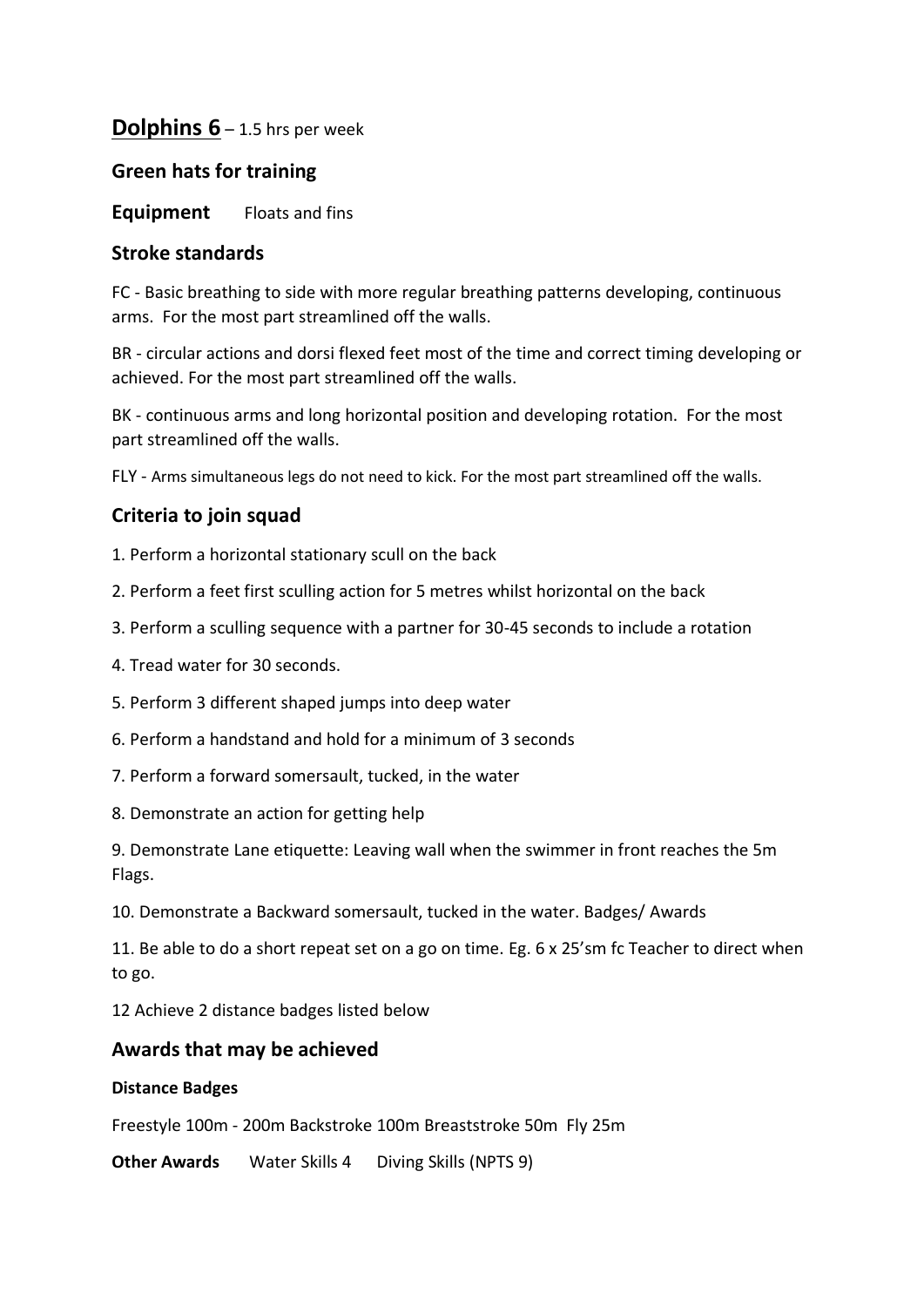# Dolphins 6 – 1.5 hrs per week

## Green hats for training

**Equipment** Floats and fins

## Stroke standards

FC - Basic breathing to side with more regular breathing patterns developing, continuous arms. For the most part streamlined off the walls.

BR - circular actions and dorsi flexed feet most of the time and correct timing developing or achieved. For the most part streamlined off the walls.

BK - continuous arms and long horizontal position and developing rotation. For the most part streamlined off the walls.

FLY - Arms simultaneous legs do not need to kick. For the most part streamlined off the walls.

## Criteria to join squad

1. Perform a horizontal stationary scull on the back
2. Perform a feet first sculling action for 5 metres whilst horizontal on the back
3. Perform a sculling sequence with a partner for 30-45 seconds to include a rotation
4. Tread water for 30 seconds.
5. Perform 3 different shaped jumps into deep water
6. Perform a handstand and hold for a minimum of 3 seconds
7. Perform a forward somersault, tucked, in the water
8. Demonstrate an action for getting help
9. Demonstrate Lane etiquette: Leaving wall when the swimmer in front reaches the 5m Flags.
10. Demonstrate a Backward somersault, tucked in the water. Badges/ Awards
11. Be able to do a short repeat set on a go on time. Eg. 6 x 25'sm fc Teacher to direct when to go.

12 Achieve 2 distance badges listed below

## Awards that may be achieved

**Distance Badges**

Freestyle 100m - 200m Backstroke 100m Breaststroke 50m Fly 25m

**Other Awards** Water Skills 4 Diving Skills (NPTS 9)